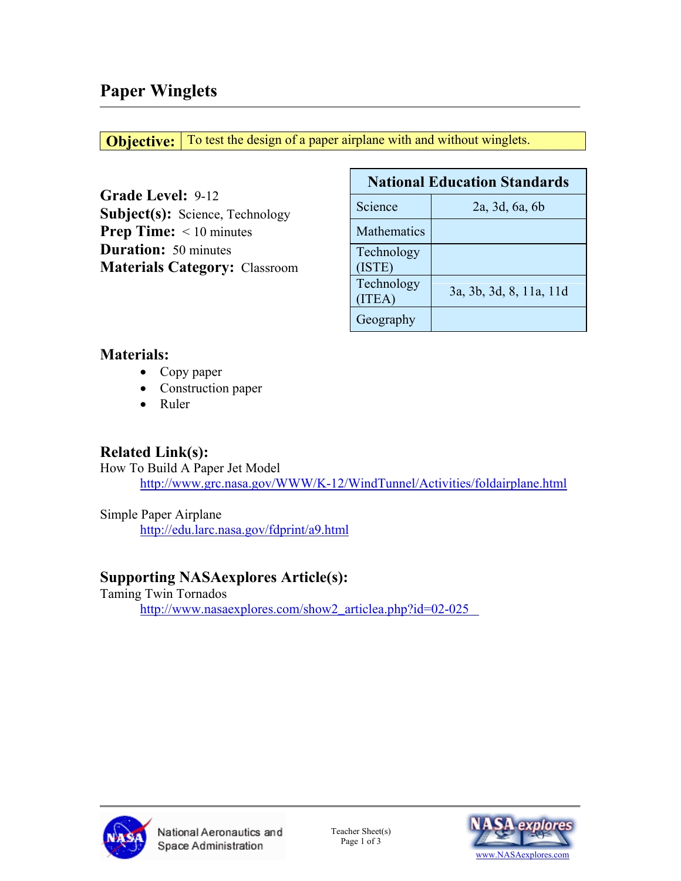# Paper Winglets

| **Objective:** | To test the design of a paper airplane with and without winglets. |
|---|---|

**Grade Level:** 9-12
**Subject(s):** Science, Technology
**Prep Time:** < 10 minutes
**Duration:** 50 minutes
**Materials Category:** Classroom

| National Education Standards | |
|---|---|
| Science | 2a, 3d, 6a, 6b |
| Mathematics | |
| Technology (ISTE) | |
| Technology (ITEA) | 3a, 3b, 3d, 8, 11a, 11d |
| Geography | |

## Materials:

- Copy paper
- Construction paper
- Ruler

## Related Link(s):

How To Build A Paper Jet Model
http://www.grc.nasa.gov/WWW/K-12/WindTunnel/Activities/foldairplane.html

Simple Paper Airplane
http://edu.larc.nasa.gov/fdprint/a9.html

## Supporting NASAexplores Article(s):

Taming Twin Tornados
http://www.nasaexplores.com/show2_articlea.php?id=02-025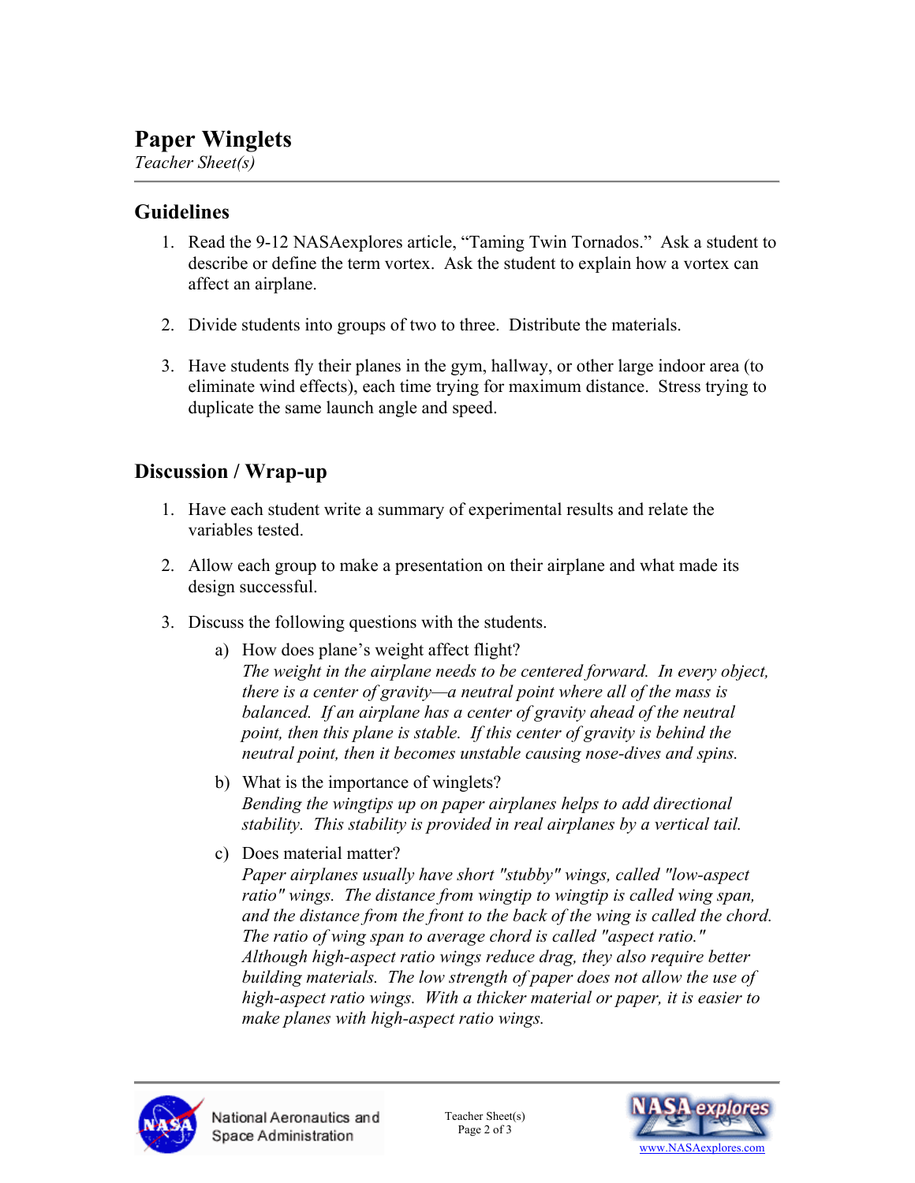# Paper Winglets

*Teacher Sheet(s)*

## Guidelines

1. Read the 9-12 NASAexplores article, "Taming Twin Tornados." Ask a student to describe or define the term vortex. Ask the student to explain how a vortex can affect an airplane.

2. Divide students into groups of two to three. Distribute the materials.

3. Have students fly their planes in the gym, hallway, or other large indoor area (to eliminate wind effects), each time trying for maximum distance. Stress trying to duplicate the same launch angle and speed.

## Discussion / Wrap-up

1. Have each student write a summary of experimental results and relate the variables tested.

2. Allow each group to make a presentation on their airplane and what made its design successful.

3. Discuss the following questions with the students.

   a) How does plane's weight affect flight?
   *The weight in the airplane needs to be centered forward. In every object, there is a center of gravity—a neutral point where all of the mass is balanced. If an airplane has a center of gravity ahead of the neutral point, then this plane is stable. If this center of gravity is behind the neutral point, then it becomes unstable causing nose-dives and spins.*

   b) What is the importance of winglets?
   *Bending the wingtips up on paper airplanes helps to add directional stability. This stability is provided in real airplanes by a vertical tail.*

   c) Does material matter?
   *Paper airplanes usually have short "stubby" wings, called "low-aspect ratio" wings. The distance from wingtip to wingtip is called wing span, and the distance from the front to the back of the wing is called the chord. The ratio of wing span to average chord is called "aspect ratio." Although high-aspect ratio wings reduce drag, they also require better building materials. The low strength of paper does not allow the use of high-aspect ratio wings. With a thicker material or paper, it is easier to make planes with high-aspect ratio wings.*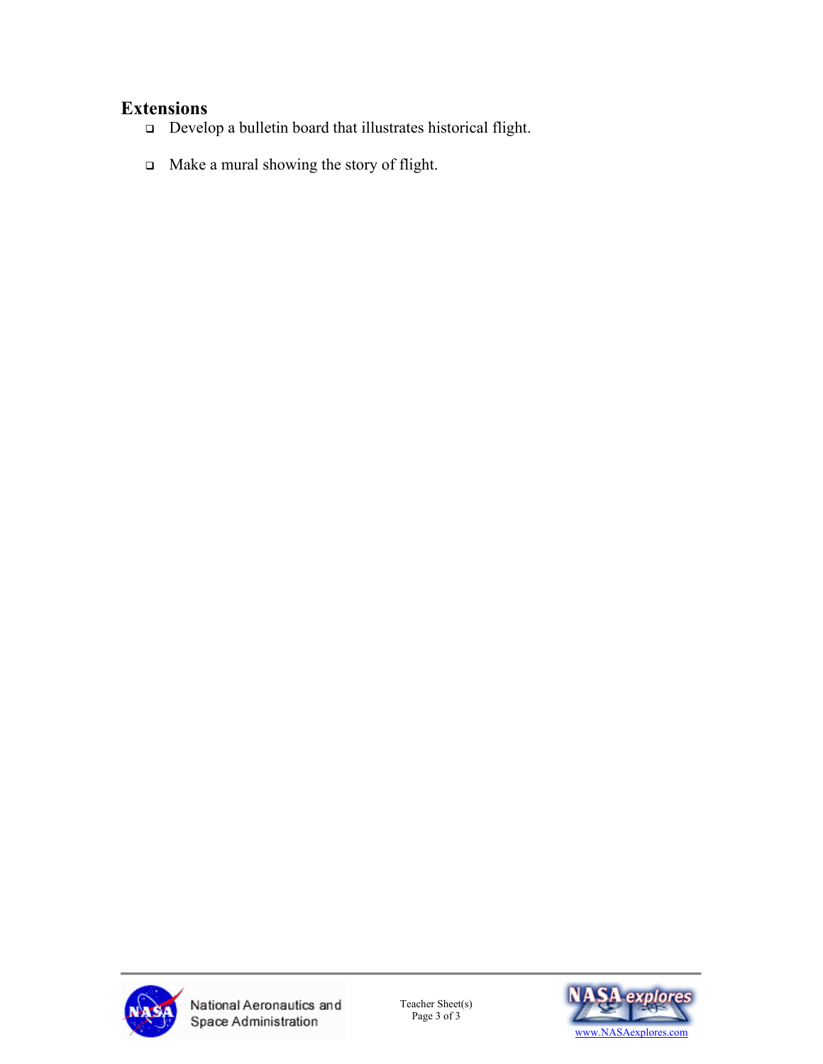## Extensions

- Develop a bulletin board that illustrates historical flight.
- Make a mural showing the story of flight.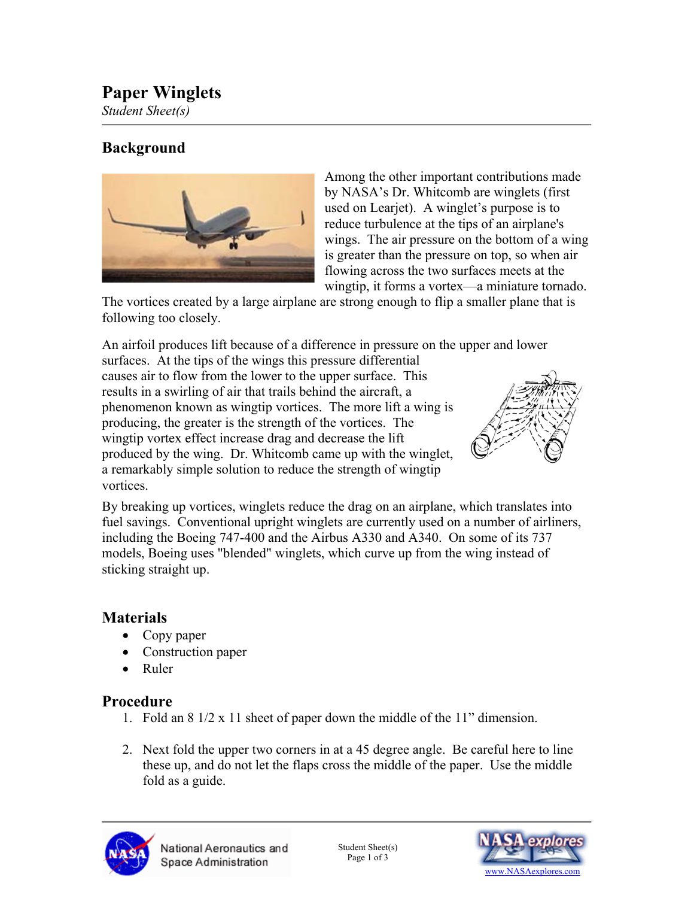# Paper Winglets

*Student Sheet(s)*

## Background

Among the other important contributions made by NASA's Dr. Whitcomb are winglets (first used on Learjet). A winglet's purpose is to reduce turbulence at the tips of an airplane's wings. The air pressure on the bottom of a wing is greater than the pressure on top, so when air flowing across the two surfaces meets at the wingtip, it forms a vortex—a miniature tornado. The vortices created by a large airplane are strong enough to flip a smaller plane that is following too closely.

An airfoil produces lift because of a difference in pressure on the upper and lower surfaces. At the tips of the wings this pressure differential causes air to flow from the lower to the upper surface. This results in a swirling of air that trails behind the aircraft, a phenomenon known as wingtip vortices. The more lift a wing is producing, the greater is the strength of the vortices. The wingtip vortex effect increase drag and decrease the lift produced by the wing. Dr. Whitcomb came up with the winglet, a remarkably simple solution to reduce the strength of wingtip vortices.

By breaking up vortices, winglets reduce the drag on an airplane, which translates into fuel savings. Conventional upright winglets are currently used on a number of airliners, including the Boeing 747-400 and the Airbus A330 and A340. On some of its 737 models, Boeing uses "blended" winglets, which curve up from the wing instead of sticking straight up.

## Materials

- Copy paper
- Construction paper
- Ruler

## Procedure

1. Fold an 8 1/2 x 11 sheet of paper down the middle of the 11" dimension.

2. Next fold the upper two corners in at a 45 degree angle. Be careful here to line these up, and do not let the flaps cross the middle of the paper. Use the middle fold as a guide.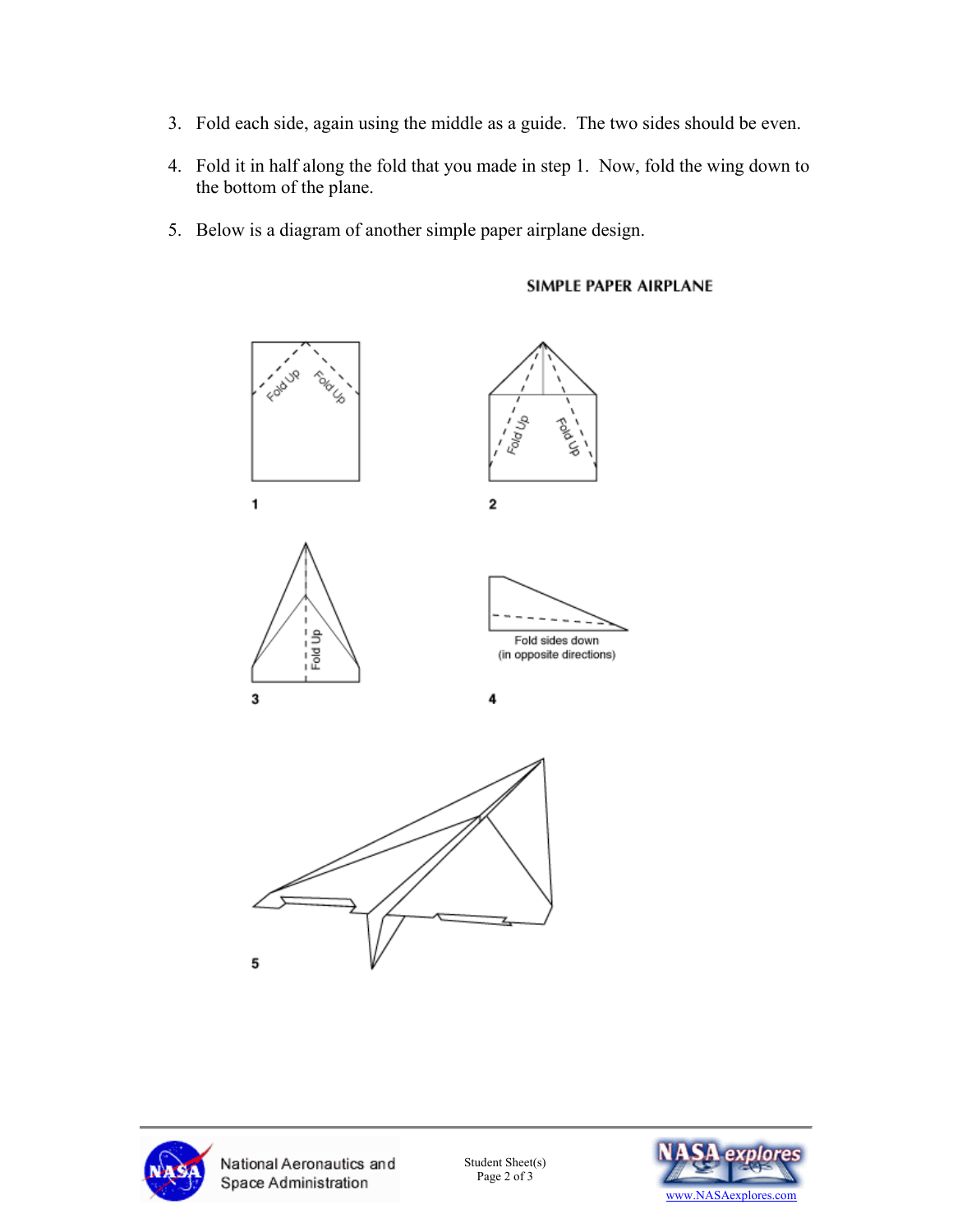3. Fold each side, again using the middle as a guide. The two sides should be even.

4. Fold it in half along the fold that you made in step 1. Now, fold the wing down to the bottom of the plane.

5. Below is a diagram of another simple paper airplane design.

**SIMPLE PAPER AIRPLANE**

Fold Up Fold Up

1

Fold Up Fold Up

2

Fold Up

3

Fold sides down (in opposite directions)

4

5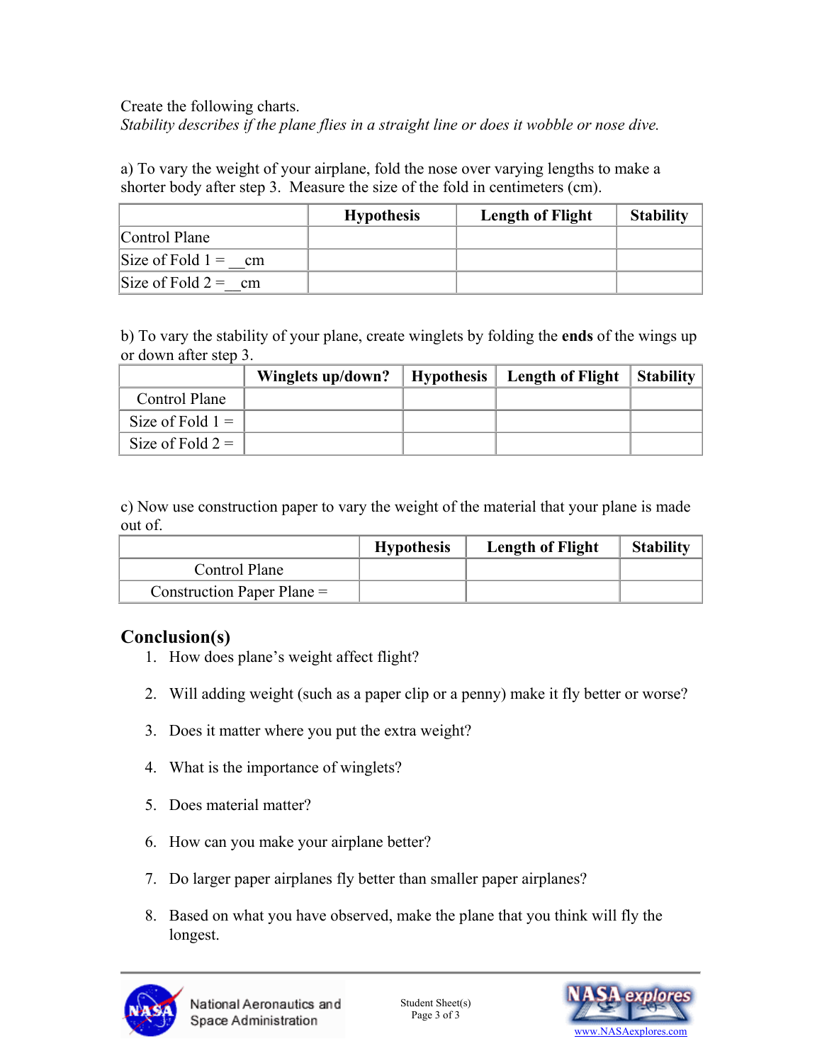Create the following charts.
*Stability describes if the plane flies in a straight line or does it wobble or nose dive.*

a) To vary the weight of your airplane, fold the nose over varying lengths to make a shorter body after step 3. Measure the size of the fold in centimeters (cm).

| | Hypothesis | Length of Flight | Stability |
|---|---|---|---|
| Control Plane | | | |
| Size of Fold 1 = __cm | | | |
| Size of Fold 2 = __cm | | | |

b) To vary the stability of your plane, create winglets by folding the **ends** of the wings up or down after step 3.

| | Winglets up/down? | Hypothesis | Length of Flight | Stability |
|---|---|---|---|---|
| Control Plane | | | | |
| Size of Fold 1 = | | | | |
| Size of Fold 2 = | | | | |

c) Now use construction paper to vary the weight of the material that your plane is made out of.

| | Hypothesis | Length of Flight | Stability |
|---|---|---|---|
| Control Plane | | | |
| Construction Paper Plane = | | | |

## Conclusion(s)

1. How does plane's weight affect flight?
2. Will adding weight (such as a paper clip or a penny) make it fly better or worse?
3. Does it matter where you put the extra weight?
4. What is the importance of winglets?
5. Does material matter?
6. How can you make your airplane better?
7. Do larger paper airplanes fly better than smaller paper airplanes?
8. Based on what you have observed, make the plane that you think will fly the longest.